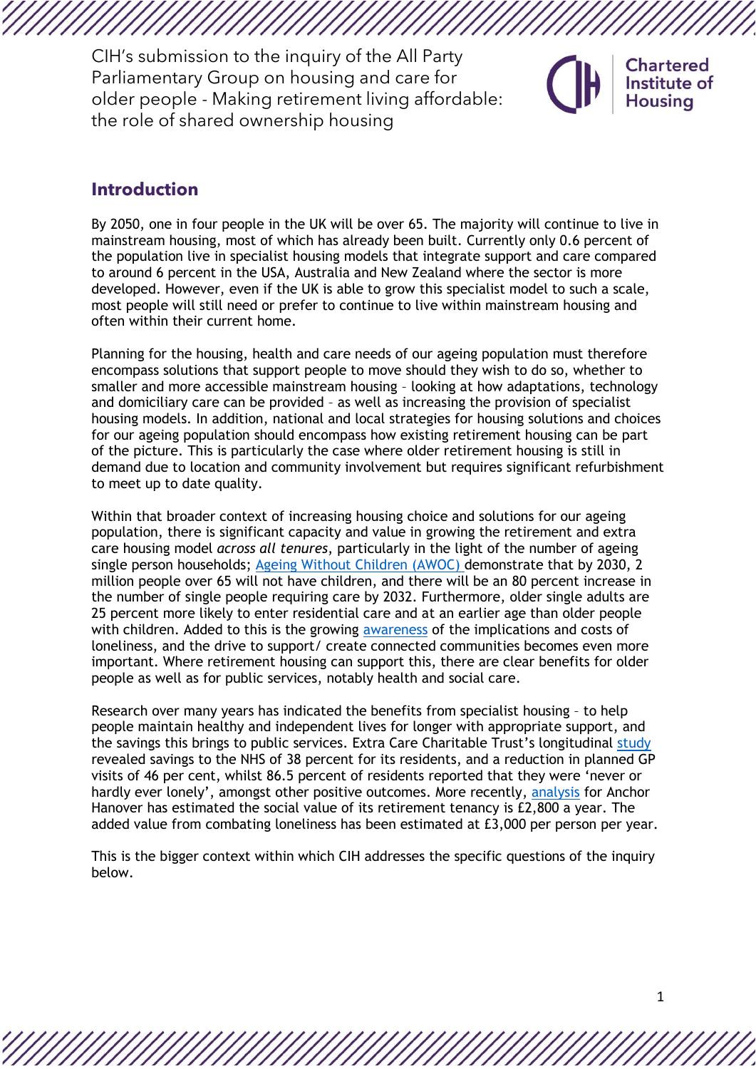# CIH's submission to the inquiry of the All Party Parliamentary Group on housing and care for older people - Making retirement living affordable: the role of shared ownership housing

## Introduction

By 2050, one in four people in the UK will be over 65. The majority will continue to live in mainstream housing, most of which has already been built. Currently only 0.6 percent of the population live in specialist housing models that integrate support and care compared to around 6 percent in the USA, Australia and New Zealand where the sector is more developed. However, even if the UK is able to grow this specialist model to such a scale, most people will still need or prefer to continue to live within mainstream housing and often within their current home.

Planning for the housing, health and care needs of our ageing population must therefore encompass solutions that support people to move should they wish to do so, whether to smaller and more accessible mainstream housing – looking at how adaptations, technology and domiciliary care can be provided – as well as increasing the provision of specialist housing models. In addition, national and local strategies for housing solutions and choices for our ageing population should encompass how existing retirement housing can be part of the picture. This is particularly the case where older retirement housing is still in demand due to location and community involvement but requires significant refurbishment to meet up to date quality.

Within that broader context of increasing housing choice and solutions for our ageing population, there is significant capacity and value in growing the retirement and extra care housing model *across all tenures*, particularly in the light of the number of ageing single person households; Ageing Without Children (AWOC) demonstrate that by 2030, 2 million people over 65 will not have children, and there will be an 80 percent increase in the number of single people requiring care by 2032. Furthermore, older single adults are 25 percent more likely to enter residential care and at an earlier age than older people with children. Added to this is the growing awareness of the implications and costs of loneliness, and the drive to support/ create connected communities becomes even more important. Where retirement housing can support this, there are clear benefits for older people as well as for public services, notably health and social care.

Research over many years has indicated the benefits from specialist housing – to help people maintain healthy and independent lives for longer with appropriate support, and the savings this brings to public services. Extra Care Charitable Trust's longitudinal study revealed savings to the NHS of 38 percent for its residents, and a reduction in planned GP visits of 46 per cent, whilst 86.5 percent of residents reported that they were 'never or hardly ever lonely', amongst other positive outcomes. More recently, analysis for Anchor Hanover has estimated the social value of its retirement tenancy is £2,800 a year. The added value from combating loneliness has been estimated at £3,000 per person per year.

This is the bigger context within which CIH addresses the specific questions of the inquiry below.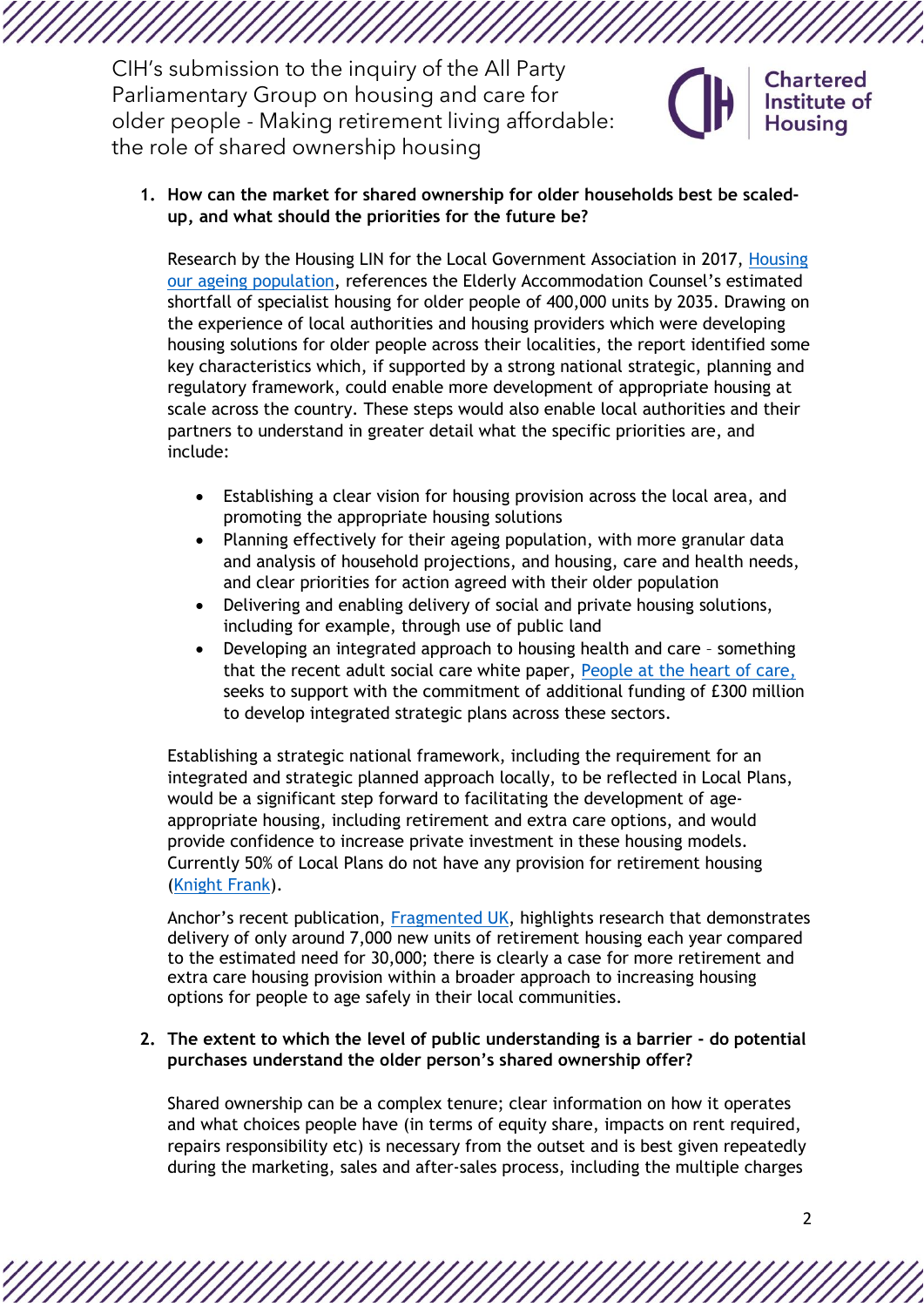1. **How can the market for shared ownership for older households best be scaled-up, and what should the priorities for the future be?**

   Research by the Housing LIN for the Local Government Association in 2017, [Housing our ageing population](), references the Elderly Accommodation Counsel's estimated shortfall of specialist housing for older people of 400,000 units by 2035. Drawing on the experience of local authorities and housing providers which were developing housing solutions for older people across their localities, the report identified some key characteristics which, if supported by a strong national strategic, planning and regulatory framework, could enable more development of appropriate housing at scale across the country. These steps would also enable local authorities and their partners to understand in greater detail what the specific priorities are, and include:

   - Establishing a clear vision for housing provision across the local area, and promoting the appropriate housing solutions
   - Planning effectively for their ageing population, with more granular data and analysis of household projections, and housing, care and health needs, and clear priorities for action agreed with their older population
   - Delivering and enabling delivery of social and private housing solutions, including for example, through use of public land
   - Developing an integrated approach to housing health and care – something that the recent adult social care white paper, [People at the heart of care,]() seeks to support with the commitment of additional funding of £300 million to develop integrated strategic plans across these sectors.

   Establishing a strategic national framework, including the requirement for an integrated and strategic planned approach locally, to be reflected in Local Plans, would be a significant step forward to facilitating the development of age-appropriate housing, including retirement and extra care options, and would provide confidence to increase private investment in these housing models. Currently 50% of Local Plans do not have any provision for retirement housing ([Knight Frank]()).

   Anchor's recent publication, [Fragmented UK](), highlights research that demonstrates delivery of only around 7,000 new units of retirement housing each year compared to the estimated need for 30,000; there is clearly a case for more retirement and extra care housing provision within a broader approach to increasing housing options for people to age safely in their local communities.

2. **The extent to which the level of public understanding is a barrier - do potential purchases understand the older person's shared ownership offer?**

   Shared ownership can be a complex tenure; clear information on how it operates and what choices people have (in terms of equity share, impacts on rent required, repairs responsibility etc) is necessary from the outset and is best given repeatedly during the marketing, sales and after-sales process, including the multiple charges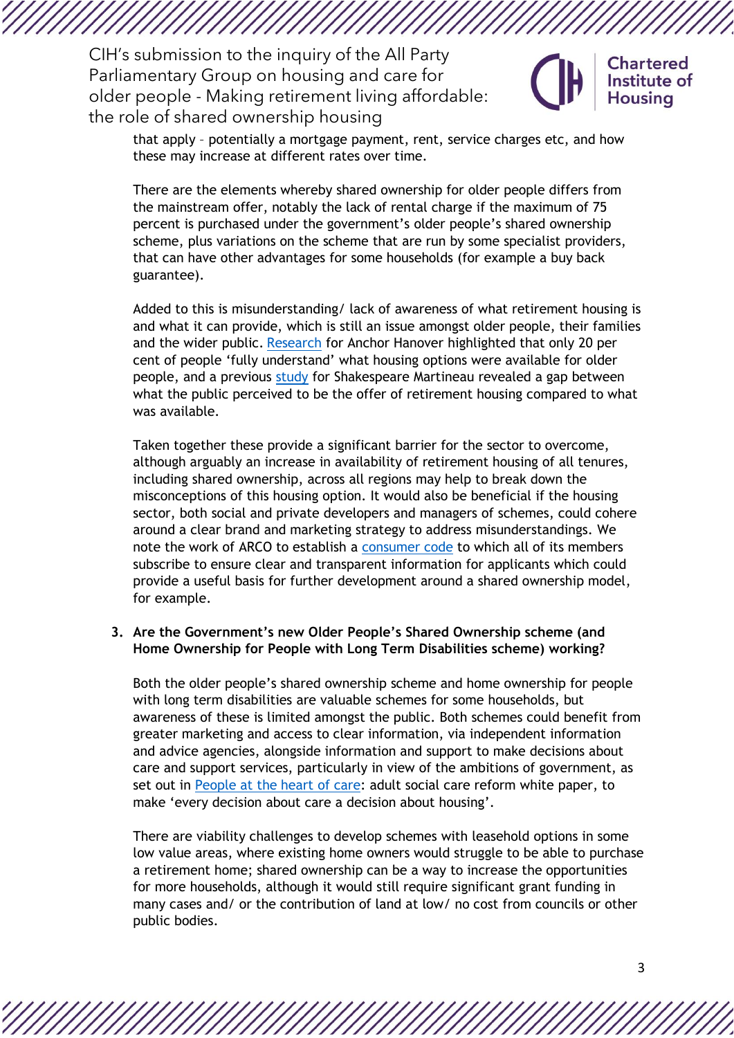that apply – potentially a mortgage payment, rent, service charges etc, and how these may increase at different rates over time.

There are the elements whereby shared ownership for older people differs from the mainstream offer, notably the lack of rental charge if the maximum of 75 percent is purchased under the government's older people's shared ownership scheme, plus variations on the scheme that are run by some specialist providers, that can have other advantages for some households (for example a buy back guarantee).

Added to this is misunderstanding/ lack of awareness of what retirement housing is and what it can provide, which is still an issue amongst older people, their families and the wider public. Research for Anchor Hanover highlighted that only 20 per cent of people 'fully understand' what housing options were available for older people, and a previous study for Shakespeare Martineau revealed a gap between what the public perceived to be the offer of retirement housing compared to what was available.

Taken together these provide a significant barrier for the sector to overcome, although arguably an increase in availability of retirement housing of all tenures, including shared ownership, across all regions may help to break down the misconceptions of this housing option. It would also be beneficial if the housing sector, both social and private developers and managers of schemes, could cohere around a clear brand and marketing strategy to address misunderstandings. We note the work of ARCO to establish a consumer code to which all of its members subscribe to ensure clear and transparent information for applicants which could provide a useful basis for further development around a shared ownership model, for example.

3. **Are the Government's new Older People's Shared Ownership scheme (and Home Ownership for People with Long Term Disabilities scheme) working?**

Both the older people's shared ownership scheme and home ownership for people with long term disabilities are valuable schemes for some households, but awareness of these is limited amongst the public. Both schemes could benefit from greater marketing and access to clear information, via independent information and advice agencies, alongside information and support to make decisions about care and support services, particularly in view of the ambitions of government, as set out in People at the heart of care: adult social care reform white paper, to make 'every decision about care a decision about housing'.

There are viability challenges to develop schemes with leasehold options in some low value areas, where existing home owners would struggle to be able to purchase a retirement home; shared ownership can be a way to increase the opportunities for more households, although it would still require significant grant funding in many cases and/ or the contribution of land at low/ no cost from councils or other public bodies.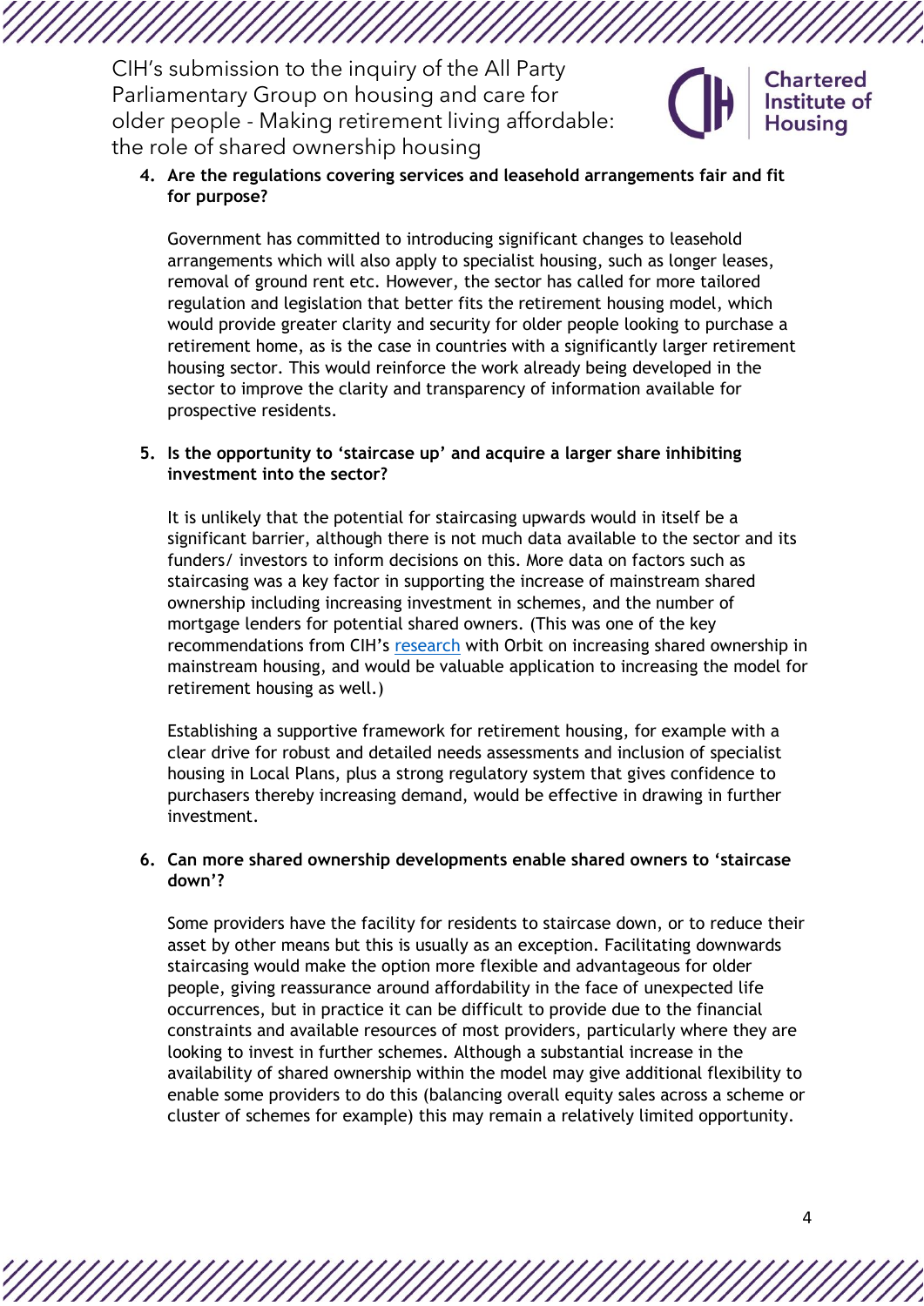4. **Are the regulations covering services and leasehold arrangements fair and fit for purpose?**

   Government has committed to introducing significant changes to leasehold arrangements which will also apply to specialist housing, such as longer leases, removal of ground rent etc. However, the sector has called for more tailored regulation and legislation that better fits the retirement housing model, which would provide greater clarity and security for older people looking to purchase a retirement home, as is the case in countries with a significantly larger retirement housing sector. This would reinforce the work already being developed in the sector to improve the clarity and transparency of information available for prospective residents.

5. **Is the opportunity to 'staircase up' and acquire a larger share inhibiting investment into the sector?**

   It is unlikely that the potential for staircasing upwards would in itself be a significant barrier, although there is not much data available to the sector and its funders/ investors to inform decisions on this. More data on factors such as staircasing was a key factor in supporting the increase of mainstream shared ownership including increasing investment in schemes, and the number of mortgage lenders for potential shared owners. (This was one of the key recommendations from CIH's research with Orbit on increasing shared ownership in mainstream housing, and would be valuable application to increasing the model for retirement housing as well.)

   Establishing a supportive framework for retirement housing, for example with a clear drive for robust and detailed needs assessments and inclusion of specialist housing in Local Plans, plus a strong regulatory system that gives confidence to purchasers thereby increasing demand, would be effective in drawing in further investment.

6. **Can more shared ownership developments enable shared owners to 'staircase down'?**

   Some providers have the facility for residents to staircase down, or to reduce their asset by other means but this is usually as an exception. Facilitating downwards staircasing would make the option more flexible and advantageous for older people, giving reassurance around affordability in the face of unexpected life occurrences, but in practice it can be difficult to provide due to the financial constraints and available resources of most providers, particularly where they are looking to invest in further schemes. Although a substantial increase in the availability of shared ownership within the model may give additional flexibility to enable some providers to do this (balancing overall equity sales across a scheme or cluster of schemes for example) this may remain a relatively limited opportunity.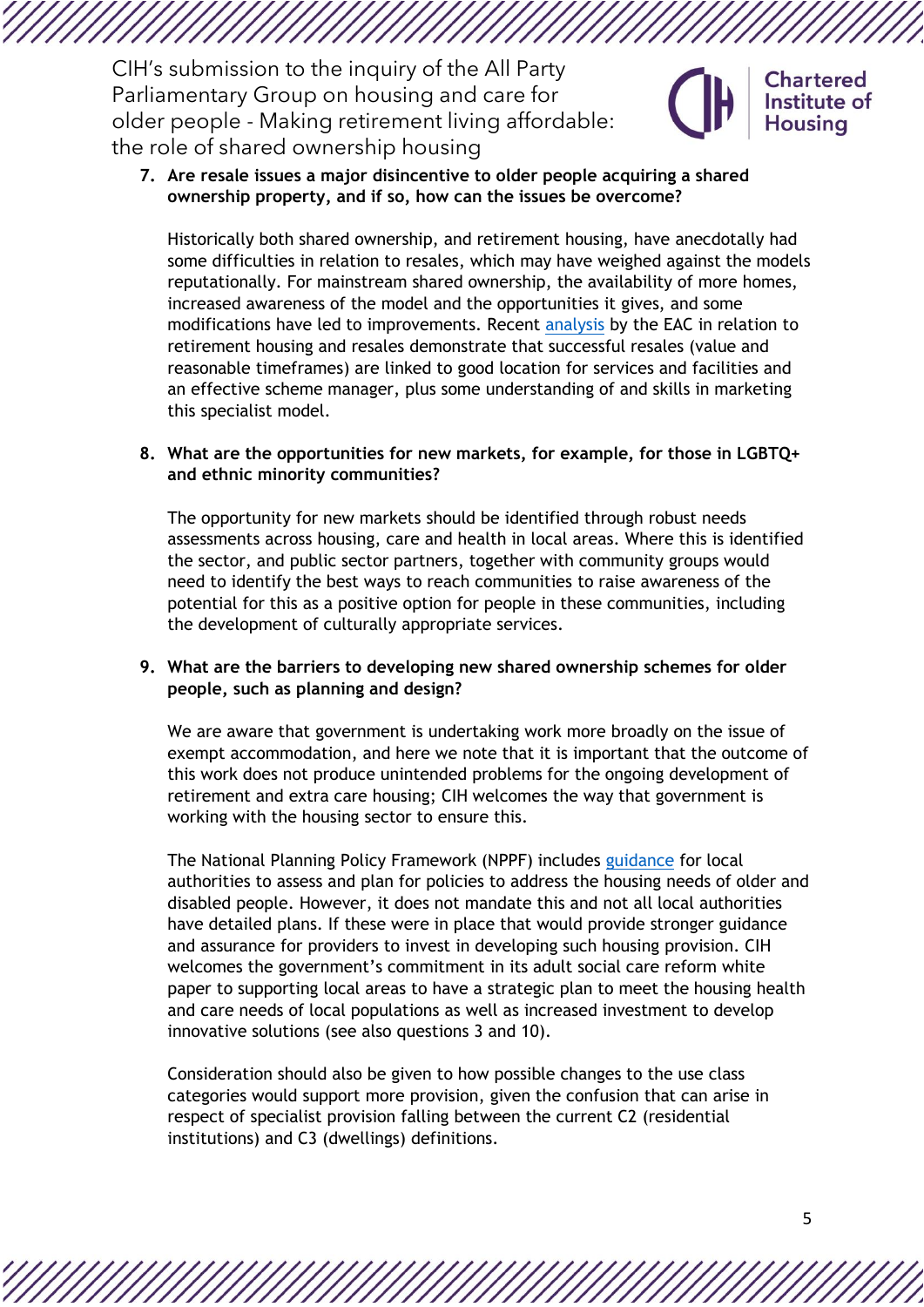7. **Are resale issues a major disincentive to older people acquiring a shared ownership property, and if so, how can the issues be overcome?**

   Historically both shared ownership, and retirement housing, have anecdotally had some difficulties in relation to resales, which may have weighed against the models reputationally. For mainstream shared ownership, the availability of more homes, increased awareness of the model and the opportunities it gives, and some modifications have led to improvements. Recent analysis by the EAC in relation to retirement housing and resales demonstrate that successful resales (value and reasonable timeframes) are linked to good location for services and facilities and an effective scheme manager, plus some understanding of and skills in marketing this specialist model.

8. **What are the opportunities for new markets, for example, for those in LGBTQ+ and ethnic minority communities?**

   The opportunity for new markets should be identified through robust needs assessments across housing, care and health in local areas. Where this is identified the sector, and public sector partners, together with community groups would need to identify the best ways to reach communities to raise awareness of the potential for this as a positive option for people in these communities, including the development of culturally appropriate services.

9. **What are the barriers to developing new shared ownership schemes for older people, such as planning and design?**

   We are aware that government is undertaking work more broadly on the issue of exempt accommodation, and here we note that it is important that the outcome of this work does not produce unintended problems for the ongoing development of retirement and extra care housing; CIH welcomes the way that government is working with the housing sector to ensure this.

   The National Planning Policy Framework (NPPF) includes guidance for local authorities to assess and plan for policies to address the housing needs of older and disabled people. However, it does not mandate this and not all local authorities have detailed plans. If these were in place that would provide stronger guidance and assurance for providers to invest in developing such housing provision. CIH welcomes the government's commitment in its adult social care reform white paper to supporting local areas to have a strategic plan to meet the housing health and care needs of local populations as well as increased investment to develop innovative solutions (see also questions 3 and 10).

   Consideration should also be given to how possible changes to the use class categories would support more provision, given the confusion that can arise in respect of specialist provision falling between the current C2 (residential institutions) and C3 (dwellings) definitions.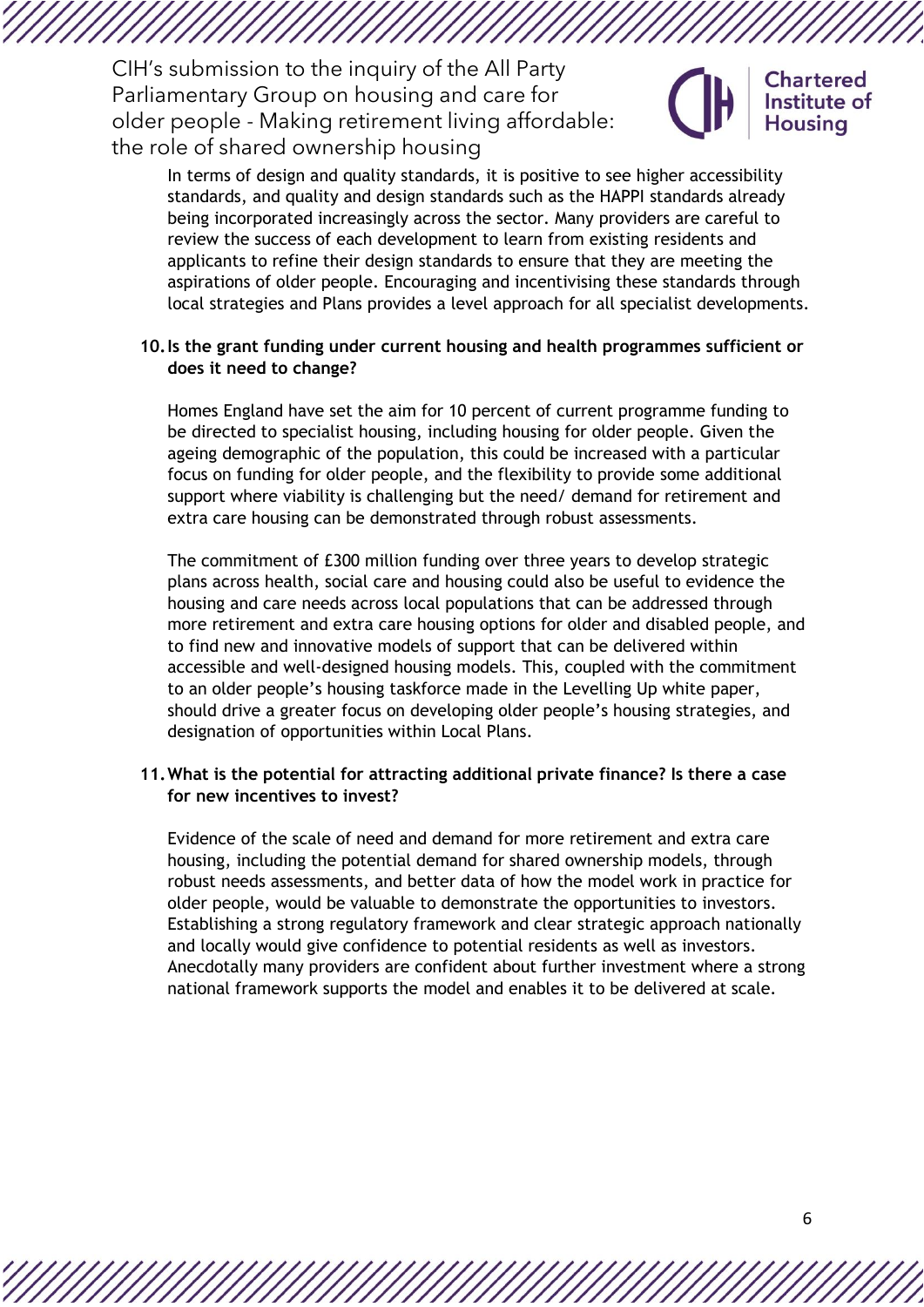In terms of design and quality standards, it is positive to see higher accessibility standards, and quality and design standards such as the HAPPI standards already being incorporated increasingly across the sector. Many providers are careful to review the success of each development to learn from existing residents and applicants to refine their design standards to ensure that they are meeting the aspirations of older people. Encouraging and incentivising these standards through local strategies and Plans provides a level approach for all specialist developments.

**10. Is the grant funding under current housing and health programmes sufficient or does it need to change?**

Homes England have set the aim for 10 percent of current programme funding to be directed to specialist housing, including housing for older people. Given the ageing demographic of the population, this could be increased with a particular focus on funding for older people, and the flexibility to provide some additional support where viability is challenging but the need/ demand for retirement and extra care housing can be demonstrated through robust assessments.

The commitment of £300 million funding over three years to develop strategic plans across health, social care and housing could also be useful to evidence the housing and care needs across local populations that can be addressed through more retirement and extra care housing options for older and disabled people, and to find new and innovative models of support that can be delivered within accessible and well-designed housing models. This, coupled with the commitment to an older people's housing taskforce made in the Levelling Up white paper, should drive a greater focus on developing older people's housing strategies, and designation of opportunities within Local Plans.

**11. What is the potential for attracting additional private finance? Is there a case for new incentives to invest?**

Evidence of the scale of need and demand for more retirement and extra care housing, including the potential demand for shared ownership models, through robust needs assessments, and better data of how the model work in practice for older people, would be valuable to demonstrate the opportunities to investors. Establishing a strong regulatory framework and clear strategic approach nationally and locally would give confidence to potential residents as well as investors. Anecdotally many providers are confident about further investment where a strong national framework supports the model and enables it to be delivered at scale.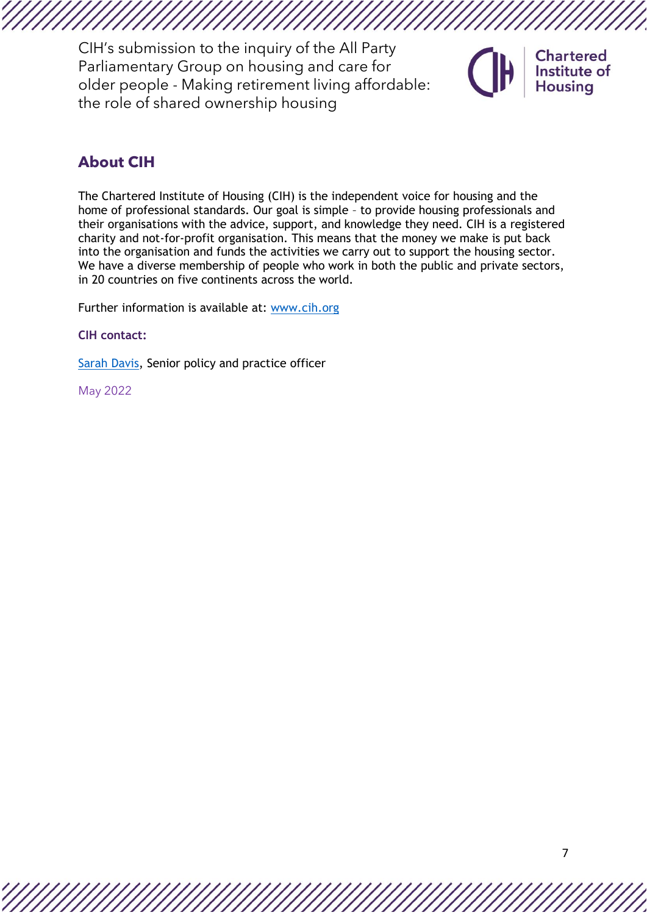## About CIH

The Chartered Institute of Housing (CIH) is the independent voice for housing and the home of professional standards. Our goal is simple – to provide housing professionals and their organisations with the advice, support, and knowledge they need. CIH is a registered charity and not-for-profit organisation. This means that the money we make is put back into the organisation and funds the activities we carry out to support the housing sector. We have a diverse membership of people who work in both the public and private sectors, in 20 countries on five continents across the world.

Further information is available at: [www.cih.org](http://www.cih.org)

**CIH contact:**

Sarah Davis, Senior policy and practice officer

May 2022